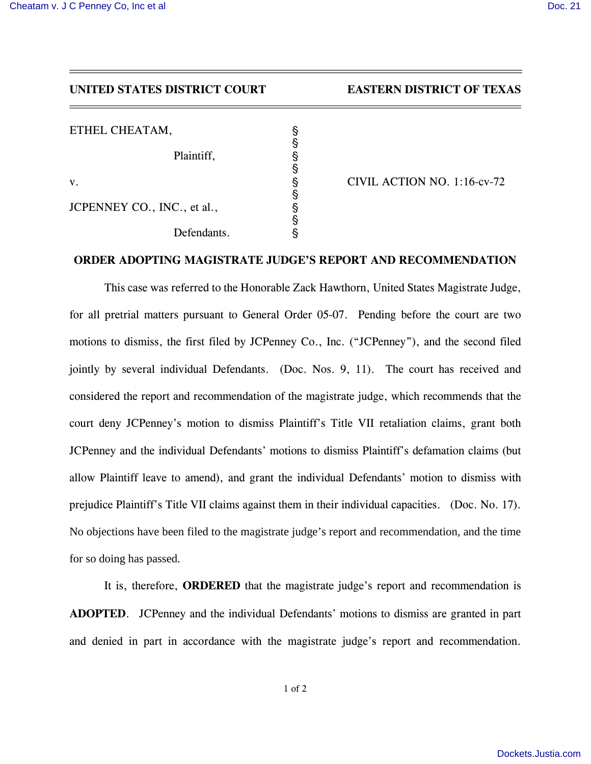**UNITED STATES DISTRICT COURT** **EASTERN DISTRICT OF TEXAS**

| | | |
|---|---|---|
| ETHEL CHEATAM, | § | |
| | § | |
| Plaintiff, | § | |
| | § | |
| v. | § | CIVIL ACTION NO. 1:16-cv-72 |
| | § | |
| JCPENNEY CO., INC., et al., | § | |
| | § | |
| Defendants. | § | |

**ORDER ADOPTING MAGISTRATE JUDGE'S REPORT AND RECOMMENDATION**

This case was referred to the Honorable Zack Hawthorn, United States Magistrate Judge, for all pretrial matters pursuant to General Order 05-07. Pending before the court are two motions to dismiss, the first filed by JCPenney Co., Inc. ("JCPenney"), and the second filed jointly by several individual Defendants. (Doc. Nos. 9, 11). The court has received and considered the report and recommendation of the magistrate judge, which recommends that the court deny JCPenney's motion to dismiss Plaintiff's Title VII retaliation claims, grant both JCPenney and the individual Defendants' motions to dismiss Plaintiff's defamation claims (but allow Plaintiff leave to amend), and grant the individual Defendants' motion to dismiss with prejudice Plaintiff's Title VII claims against them in their individual capacities. (Doc. No. 17). No objections have been filed to the magistrate judge's report and recommendation, and the time for so doing has passed.

It is, therefore, **ORDERED** that the magistrate judge's report and recommendation is **ADOPTED**. JCPenney and the individual Defendants' motions to dismiss are granted in part and denied in part in accordance with the magistrate judge's report and recommendation.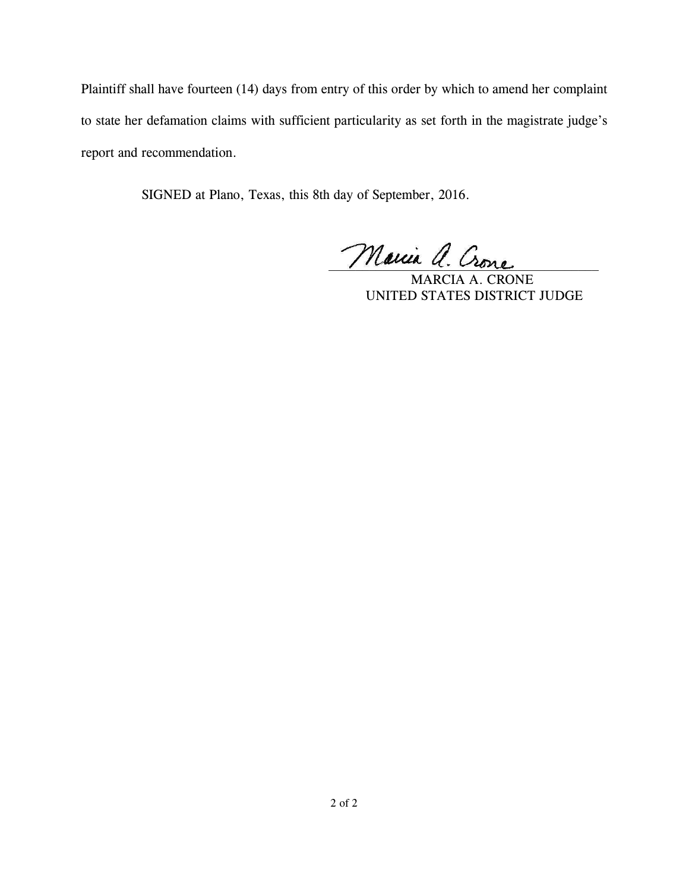Plaintiff shall have fourteen (14) days from entry of this order by which to amend her complaint to state her defamation claims with sufficient particularity as set forth in the magistrate judge's report and recommendation.

SIGNED at Plano, Texas, this 8th day of September, 2016.

MARCIA A. CRONE
UNITED STATES DISTRICT JUDGE